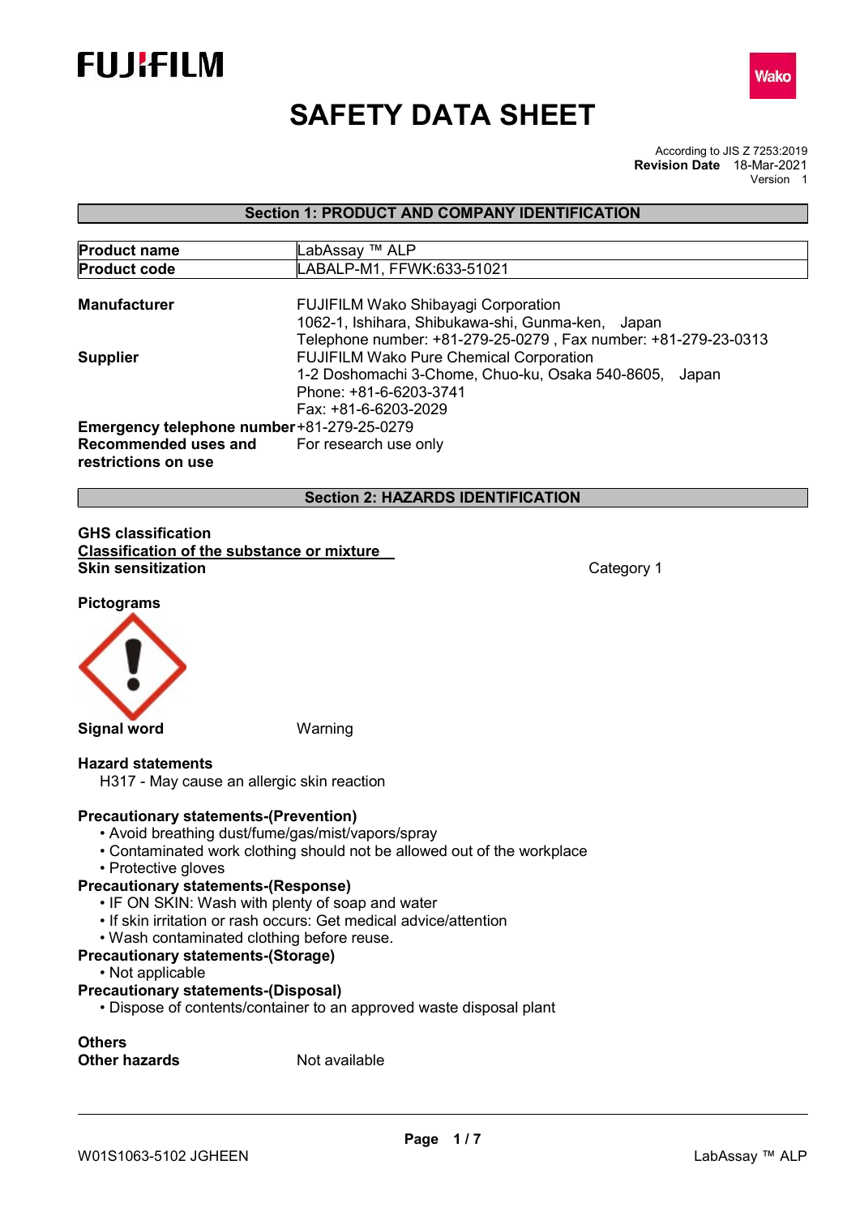FUJIFILM

Wako

# SAFETY DATA SHEET

According to JIS Z 7253:2019
**Revision Date** 18-Mar-2021
Version 1

## Section 1: PRODUCT AND COMPANY IDENTIFICATION

| **Product name** | LabAssay ™ ALP |
|---|---|
| **Product code** | LABALP-M1, FFWK:633-51021 |

**Manufacturer**
FUJIFILM Wako Shibayagi Corporation
1062-1, Ishihara, Shibukawa-shi, Gunma-ken, Japan
Telephone number: +81-279-25-0279 , Fax number: +81-279-23-0313

**Supplier**
FUJIFILM Wako Pure Chemical Corporation
1-2 Doshomachi 3-Chome, Chuo-ku, Osaka 540-8605, Japan
Phone: +81-6-6203-3741
Fax: +81-6-6203-2029

**Emergency telephone number** +81-279-25-0279

**Recommended uses and restrictions on use** For research use only

## Section 2: HAZARDS IDENTIFICATION

**GHS classification**

**Classification of the substance or mixture**

**Skin sensitization** Category 1

**Pictograms**

**Signal word** Warning

**Hazard statements**

H317 - May cause an allergic skin reaction

**Precautionary statements-(Prevention)**

- Avoid breathing dust/fume/gas/mist/vapors/spray
- Contaminated work clothing should not be allowed out of the workplace
- Protective gloves

**Precautionary statements-(Response)**

- IF ON SKIN: Wash with plenty of soap and water
- If skin irritation or rash occurs: Get medical advice/attention
- Wash contaminated clothing before reuse.

**Precautionary statements-(Storage)**

- Not applicable

**Precautionary statements-(Disposal)**

- Dispose of contents/container to an approved waste disposal plant

**Others**

**Other hazards** Not available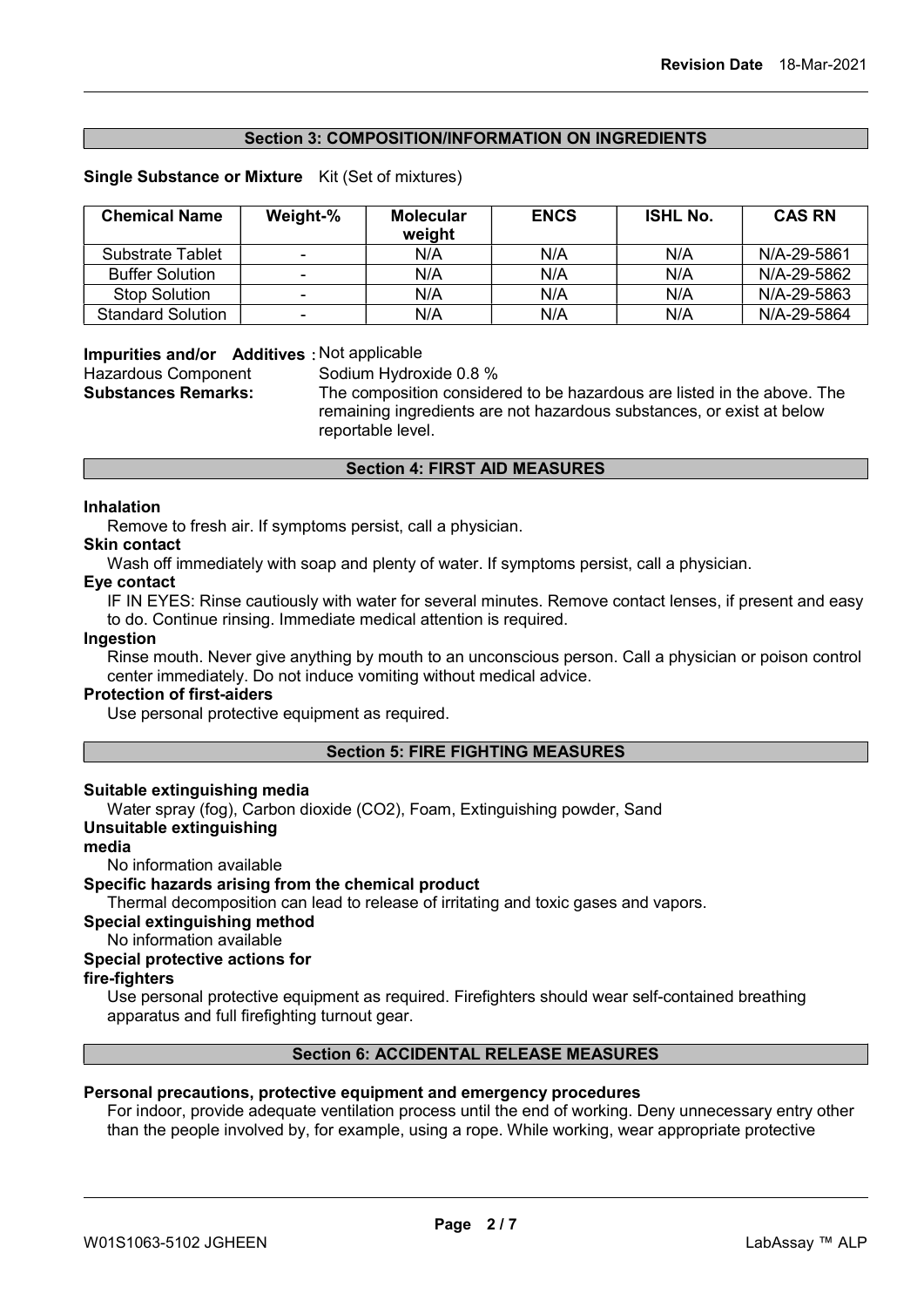## Section 3: COMPOSITION/INFORMATION ON INGREDIENTS

**Single Substance or Mixture** Kit (Set of mixtures)

| Chemical Name | Weight-% | Molecular weight | ENCS | ISHL No. | CAS RN |
|---|---|---|---|---|---|
| Substrate Tablet | - | N/A | N/A | N/A | N/A-29-5861 |
| Buffer Solution | - | N/A | N/A | N/A | N/A-29-5862 |
| Stop Solution | - | N/A | N/A | N/A | N/A-29-5863 |
| Standard Solution | - | N/A | N/A | N/A | N/A-29-5864 |

**Impurities and/or Additives** : Not applicable

Hazardous Component Sodium Hydroxide 0.8 %

**Substances Remarks:** The composition considered to be hazardous are listed in the above. The remaining ingredients are not hazardous substances, or exist at below reportable level.

## Section 4: FIRST AID MEASURES

**Inhalation**

Remove to fresh air. If symptoms persist, call a physician.

**Skin contact**

Wash off immediately with soap and plenty of water. If symptoms persist, call a physician.

**Eye contact**

IF IN EYES: Rinse cautiously with water for several minutes. Remove contact lenses, if present and easy to do. Continue rinsing. Immediate medical attention is required.

**Ingestion**

Rinse mouth. Never give anything by mouth to an unconscious person. Call a physician or poison control center immediately. Do not induce vomiting without medical advice.

**Protection of first-aiders**

Use personal protective equipment as required.

## Section 5: FIRE FIGHTING MEASURES

**Suitable extinguishing media**

Water spray (fog), Carbon dioxide ($CO_2$), Foam, Extinguishing powder, Sand

**Unsuitable extinguishing media**

No information available

**Specific hazards arising from the chemical product**

Thermal decomposition can lead to release of irritating and toxic gases and vapors.

**Special extinguishing method**

No information available

**Special protective actions for fire-fighters**

Use personal protective equipment as required. Firefighters should wear self-contained breathing apparatus and full firefighting turnout gear.

## Section 6: ACCIDENTAL RELEASE MEASURES

**Personal precautions, protective equipment and emergency procedures**

For indoor, provide adequate ventilation process until the end of working. Deny unnecessary entry other than the people involved by, for example, using a rope. While working, wear appropriate protective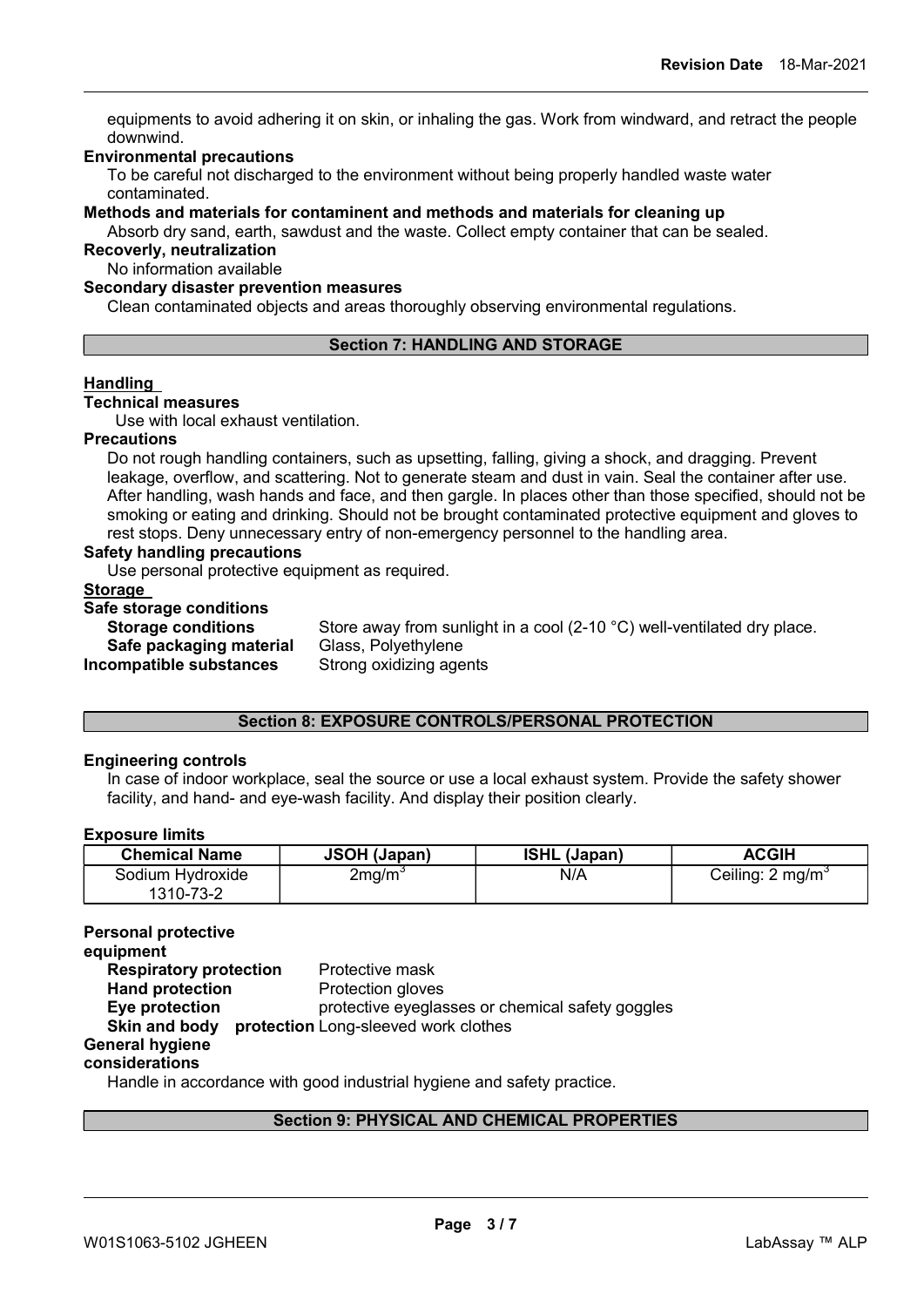equipments to avoid adhering it on skin, or inhaling the gas. Work from windward, and retract the people downwind.

**Environmental precautions**

To be careful not discharged to the environment without being properly handled waste water contaminated.

**Methods and materials for contaminent and methods and materials for cleaning up**

Absorb dry sand, earth, sawdust and the waste. Collect empty container that can be sealed.

**Recovery, neutralization**

No information available

**Secondary disaster prevention measures**

Clean contaminated objects and areas thoroughly observing environmental regulations.

## Section 7: HANDLING AND STORAGE

**Handling**

**Technical measures**

Use with local exhaust ventilation.

**Precautions**

Do not rough handling containers, such as upsetting, falling, giving a shock, and dragging. Prevent leakage, overflow, and scattering. Not to generate steam and dust in vain. Seal the container after use. After handling, wash hands and face, and then gargle. In places other than those specified, should not be smoking or eating and drinking. Should not be brought contaminated protective equipment and gloves to rest stops. Deny unnecessary entry of non-emergency personnel to the handling area.

**Safety handling precautions**

Use personal protective equipment as required.

**Storage**

**Safe storage conditions**

**Storage conditions** Store away from sunlight in a cool (2-10 °C) well-ventilated dry place.

**Safe packaging material** Glass, Polyethylene

**Incompatible substances** Strong oxidizing agents

## Section 8: EXPOSURE CONTROLS/PERSONAL PROTECTION

**Engineering controls**

In case of indoor workplace, seal the source or use a local exhaust system. Provide the safety shower facility, and hand- and eye-wash facility. And display their position clearly.

**Exposure limits**

| Chemical Name | JSOH (Japan) | ISHL (Japan) | ACGIH |
|---|---|---|---|
| Sodium Hydroxide 1310-73-2 | 2mg/m$^3$ | N/A | Ceiling: 2 mg/m$^3$ |

**Personal protective equipment**

**Respiratory protection** Protective mask

**Hand protection** Protection gloves

**Eye protection** protective eyeglasses or chemical safety goggles

**Skin and body protection** Long-sleeved work clothes

**General hygiene considerations**

Handle in accordance with good industrial hygiene and safety practice.

## Section 9: PHYSICAL AND CHEMICAL PROPERTIES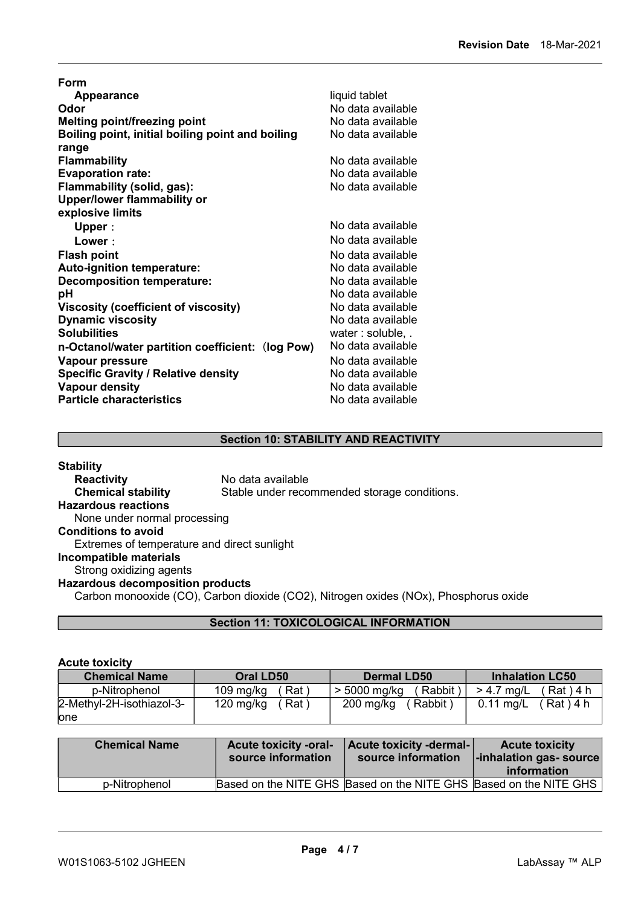**Form**

| | |
|---|---|
| **Appearance** | liquid tablet |
| **Odor** | No data available |
| **Melting point/freezing point** | No data available |
| **Boiling point, initial boiling point and boiling range** | No data available |
| **Flammability** | No data available |
| **Evaporation rate:** | No data available |
| **Flammability (solid, gas):** | No data available |
| **Upper/lower flammability or explosive limits** | |
| **Upper** : | No data available |
| **Lower** : | No data available |
| **Flash point** | No data available |
| **Auto-ignition temperature:** | No data available |
| **Decomposition temperature:** | No data available |
| **pH** | No data available |
| **Viscosity (coefficient of viscosity)** | No data available |
| **Dynamic viscosity** | No data available |
| **Solubilities** | water : soluble, . |
| **n-Octanol/water partition coefficient: (log Pow)** | No data available |
| **Vapour pressure** | No data available |
| **Specific Gravity / Relative density** | No data available |
| **Vapour density** | No data available |
| **Particle characteristics** | No data available |

## Section 10: STABILITY AND REACTIVITY

**Stability**

**Reactivity** No data available

**Chemical stability** Stable under recommended storage conditions.

**Hazardous reactions**

None under normal processing

**Conditions to avoid**

Extremes of temperature and direct sunlight

**Incompatible materials**

Strong oxidizing agents

**Hazardous decomposition products**

Carbon monooxide (CO), Carbon dioxide ($CO_2$), Nitrogen oxides (NOx), Phosphorus oxide

## Section 11: TOXICOLOGICAL INFORMATION

**Acute toxicity**

| Chemical Name | Oral LD50 | Dermal LD50 | Inhalation LC50 |
|---|---|---|---|
| p-Nitrophenol | 109 mg/kg ( Rat ) | > 5000 mg/kg ( Rabbit ) | > 4.7 mg/L ( Rat ) 4 h |
| 2-Methyl-2H-isothiazol-3-one | 120 mg/kg ( Rat ) | 200 mg/kg ( Rabbit ) | 0.11 mg/L ( Rat ) 4 h |

| Chemical Name | Acute toxicity -oral- source information | Acute toxicity -dermal- source information | Acute toxicity -inhalation gas- source information |
|---|---|---|---|
| p-Nitrophenol | Based on the NITE GHS | Based on the NITE GHS | Based on the NITE GHS |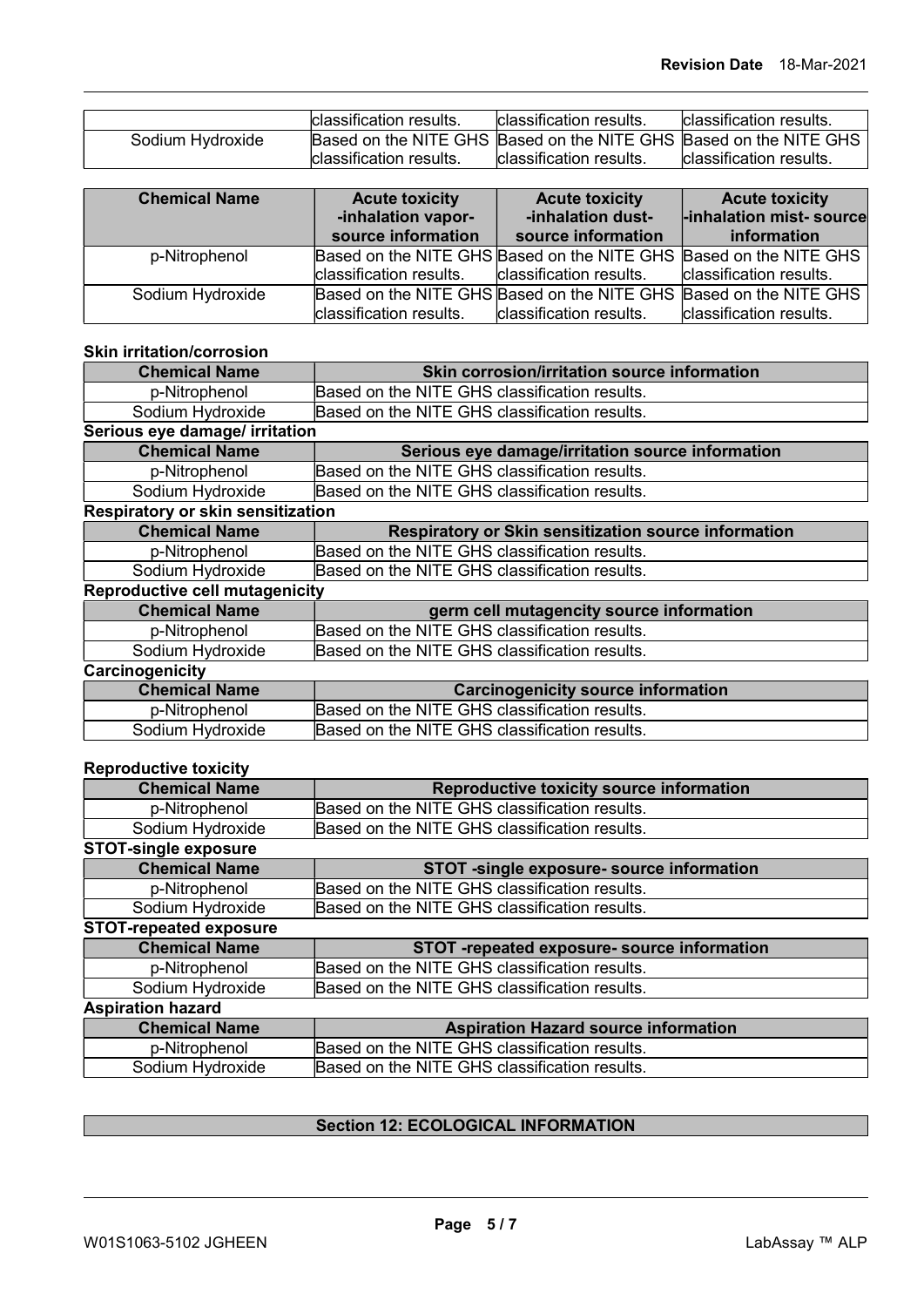| | | | |
|---|---|---|---|
| | classification results. | classification results. | classification results. |
| Sodium Hydroxide | Based on the NITE GHS classification results. | Based on the NITE GHS classification results. | Based on the NITE GHS classification results. |

| Chemical Name | Acute toxicity -inhalation vapor-source information | Acute toxicity -inhalation dust-source information | Acute toxicity -inhalation mist- source information |
|---|---|---|---|
| p-Nitrophenol | Based on the NITE GHS classification results. | Based on the NITE GHS classification results. | Based on the NITE GHS classification results. |
| Sodium Hydroxide | Based on the NITE GHS classification results. | Based on the NITE GHS classification results. | Based on the NITE GHS classification results. |

**Skin irritation/corrosion**

| Chemical Name | Skin corrosion/irritation source information |
|---|---|
| p-Nitrophenol | Based on the NITE GHS classification results. |
| Sodium Hydroxide | Based on the NITE GHS classification results. |

**Serious eye damage/ irritation**

| Chemical Name | Serious eye damage/irritation source information |
|---|---|
| p-Nitrophenol | Based on the NITE GHS classification results. |
| Sodium Hydroxide | Based on the NITE GHS classification results. |

**Respiratory or skin sensitization**

| Chemical Name | Respiratory or Skin sensitization source information |
|---|---|
| p-Nitrophenol | Based on the NITE GHS classification results. |
| Sodium Hydroxide | Based on the NITE GHS classification results. |

**Reproductive cell mutagenicity**

| Chemical Name | germ cell mutagencity source information |
|---|---|
| p-Nitrophenol | Based on the NITE GHS classification results. |
| Sodium Hydroxide | Based on the NITE GHS classification results. |

**Carcinogenicity**

| Chemical Name | Carcinogenicity source information |
|---|---|
| p-Nitrophenol | Based on the NITE GHS classification results. |
| Sodium Hydroxide | Based on the NITE GHS classification results. |

**Reproductive toxicity**

| Chemical Name | Reproductive toxicity source information |
|---|---|
| p-Nitrophenol | Based on the NITE GHS classification results. |
| Sodium Hydroxide | Based on the NITE GHS classification results. |

**STOT-single exposure**

| Chemical Name | STOT -single exposure- source information |
|---|---|
| p-Nitrophenol | Based on the NITE GHS classification results. |
| Sodium Hydroxide | Based on the NITE GHS classification results. |

**STOT-repeated exposure**

| Chemical Name | STOT -repeated exposure- source information |
|---|---|
| p-Nitrophenol | Based on the NITE GHS classification results. |
| Sodium Hydroxide | Based on the NITE GHS classification results. |

**Aspiration hazard**

| Chemical Name | Aspiration Hazard source information |
|---|---|
| p-Nitrophenol | Based on the NITE GHS classification results. |
| Sodium Hydroxide | Based on the NITE GHS classification results. |

## Section 12: ECOLOGICAL INFORMATION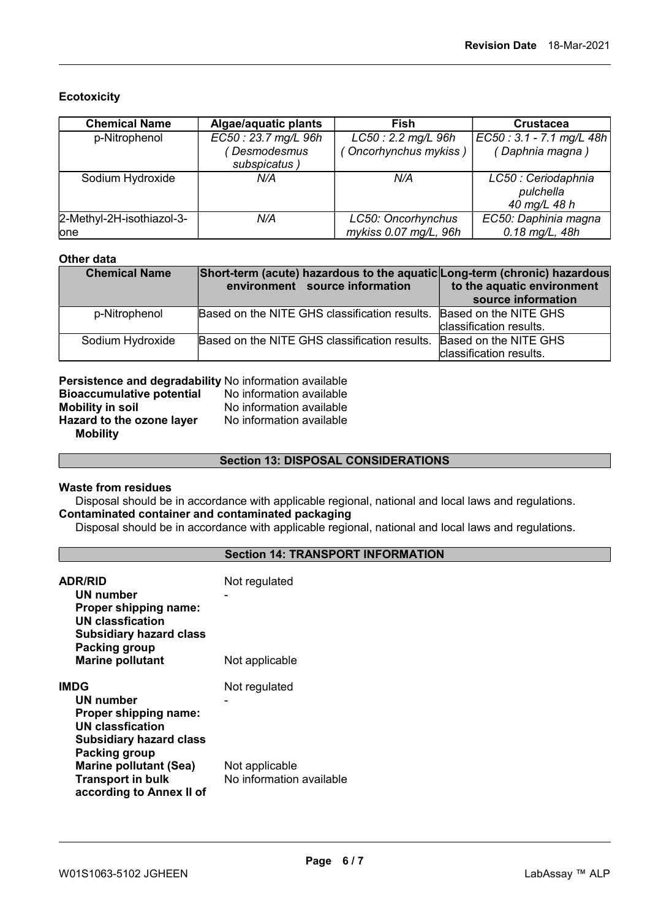**Ecotoxicity**

| Chemical Name | Algae/aquatic plants | Fish | Crustacea |
|---|---|---|---|
| p-Nitrophenol | *EC50 : 23.7 mg/L 96h ( Desmodesmus subspicatus )* | *LC50 : 2.2 mg/L 96h ( Oncorhynchus mykiss )* | *EC50 : 3.1 - 7.1 mg/L 48h ( Daphnia magna )* |
| Sodium Hydroxide | *N/A* | *N/A* | *LC50 : Ceriodaphnia pulchella 40 mg/L 48 h* |
| 2-Methyl-2H-isothiazol-3-one | *N/A* | *LC50: Oncorhynchus mykiss 0.07 mg/L, 96h* | *EC50: Daphinia magna 0.18 mg/L, 48h* |

**Other data**

| Chemical Name | Short-term (acute) hazardous to the aquatic environment source information | Long-term (chronic) hazardous to the aquatic environment source information |
|---|---|---|
| p-Nitrophenol | Based on the NITE GHS classification results. | Based on the NITE GHS classification results. |
| Sodium Hydroxide | Based on the NITE GHS classification results. | Based on the NITE GHS classification results. |

**Persistence and degradability** No information available
**Bioaccumulative potential** No information available
**Mobility in soil** No information available
**Hazard to the ozone layer** No information available
**Mobility**

## Section 13: DISPOSAL CONSIDERATIONS

**Waste from residues**
Disposal should be in accordance with applicable regional, national and local laws and regulations.
**Contaminated container and contaminated packaging**
Disposal should be in accordance with applicable regional, national and local laws and regulations.

## Section 14: TRANSPORT INFORMATION

**ADR/RID** Not regulated
**UN number** -
**Proper shipping name:**
**UN classfication**
**Subsidiary hazard class**
**Packing group**
**Marine pollutant** Not applicable

**IMDG** Not regulated
**UN number** -
**Proper shipping name:**
**UN classfication**
**Subsidiary hazard class**
**Packing group**
**Marine pollutant (Sea)** Not applicable
**Transport in bulk according to Annex II of** No information available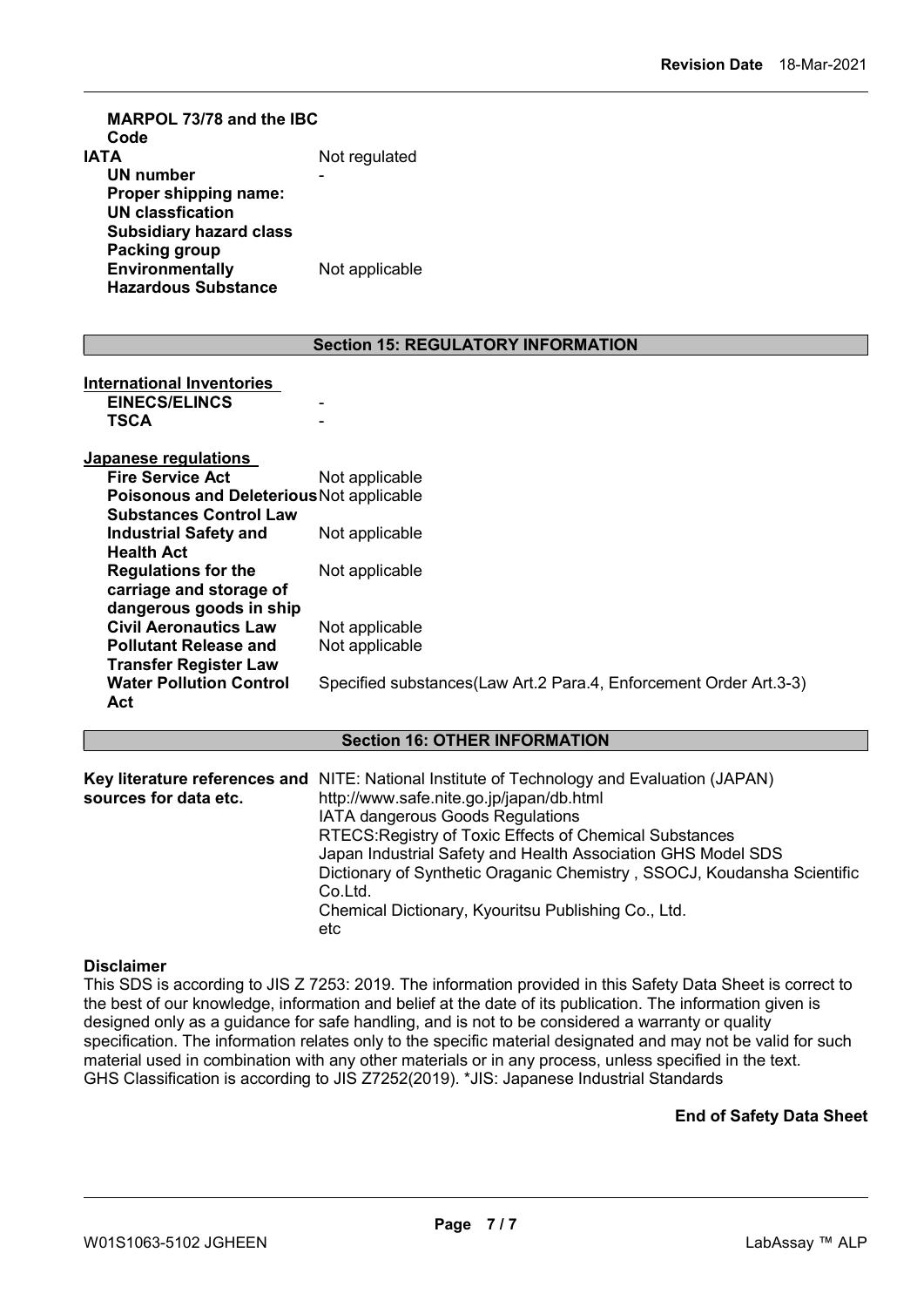**MARPOL 73/78 and the IBC Code**

| | |
|---|---|
| **IATA** | Not regulated |
| **UN number** | - |
| **Proper shipping name:** | |
| **UN classfication** | |
| **Subsidiary hazard class** | |
| **Packing group** | |
| **Environmentally Hazardous Substance** | Not applicable |

## Section 15: REGULATORY INFORMATION

**International Inventories**

| | |
|---|---|
| **EINECS/ELINCS** | - |
| **TSCA** | - |

**Japanese regulations**

| | |
|---|---|
| **Fire Service Act** | Not applicable |
| **Poisonous and Deleterious Substances Control Law** | Not applicable |
| **Industrial Safety and Health Act** | Not applicable |
| **Regulations for the carriage and storage of dangerous goods in ship** | Not applicable |
| **Civil Aeronautics Law** | Not applicable |
| **Pollutant Release and Transfer Register Law** | Not applicable |
| **Water Pollution Control Act** | Specified substances(Law Art.2 Para.4, Enforcement Order Art.3-3) |

## Section 16: OTHER INFORMATION

**Key literature references and sources for data etc.**

NITE: National Institute of Technology and Evaluation (JAPAN)
http://www.safe.nite.go.jp/japan/db.html
IATA dangerous Goods Regulations
RTECS:Registry of Toxic Effects of Chemical Substances
Japan Industrial Safety and Health Association GHS Model SDS
Dictionary of Synthetic Oraganic Chemistry , SSOCJ, Koudansha Scientific Co.Ltd.
Chemical Dictionary, Kyouritsu Publishing Co., Ltd.
etc

**Disclaimer**

This SDS is according to JIS Z 7253: 2019. The information provided in this Safety Data Sheet is correct to the best of our knowledge, information and belief at the date of its publication. The information given is designed only as a guidance for safe handling, and is not to be considered a warranty or quality specification. The information relates only to the specific material designated and may not be valid for such material used in combination with any other materials or in any process, unless specified in the text.
GHS Classification is according to JIS Z7252(2019). *JIS: Japanese Industrial Standards

**End of Safety Data Sheet**